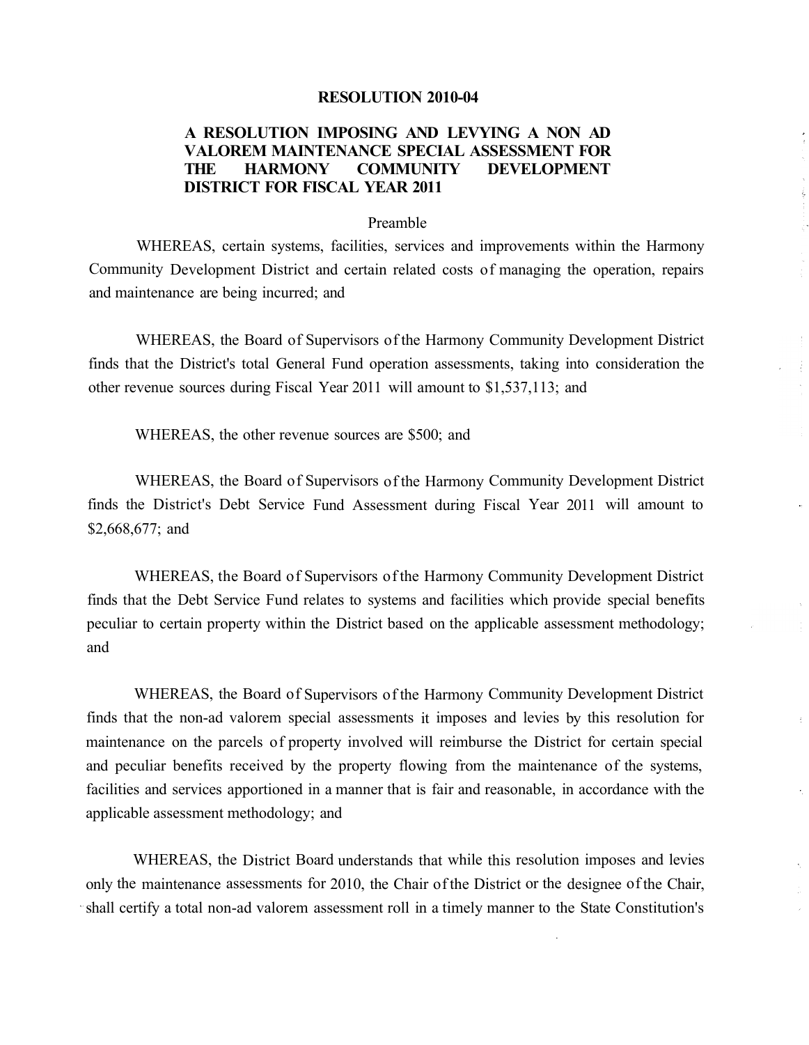# RESOLUTION 2010-04

## A RESOLUTION IMPOSING AND LEVYING A NON AD VALOREM MAINTENANCE SPECIAL ASSESSMENT FOR THE HARMONY COMMUNITY DEVELOPMENT DISTRICT FOR FISCAL YEAR 2011

Preamble

WHEREAS, certain systems, facilities, services and improvements within the Harmony Community Development District and certain related costs of managing the operation, repairs and maintenance are being incurred; and

WHEREAS, the Board of Supervisors of the Harmony Community Development District finds that the District's total General Fund operation assessments, taking into consideration the other revenue sources during Fiscal Year 2011 will amount to $1,537,113; and

WHEREAS, the other revenue sources are $500; and

WHEREAS, the Board of Supervisors of the Harmony Community Development District finds the District's Debt Service Fund Assessment during Fiscal Year 2011 will amount to $2,668,677; and

WHEREAS, the Board of Supervisors of the Harmony Community Development District finds that the Debt Service Fund relates to systems and facilities which provide special benefits peculiar to certain property within the District based on the applicable assessment methodology; and

WHEREAS, the Board of Supervisors of the Harmony Community Development District finds that the non-ad valorem special assessments it imposes and levies by this resolution for maintenance on the parcels of property involved will reimburse the District for certain special and peculiar benefits received by the property flowing from the maintenance of the systems, facilities and services apportioned in a manner that is fair and reasonable, in accordance with the applicable assessment methodology; and

WHEREAS, the District Board understands that while this resolution imposes and levies only the maintenance assessments for 2010, the Chair of the District or the designee of the Chair, shall certify a total non-ad valorem assessment roll in a timely manner to the State Constitution's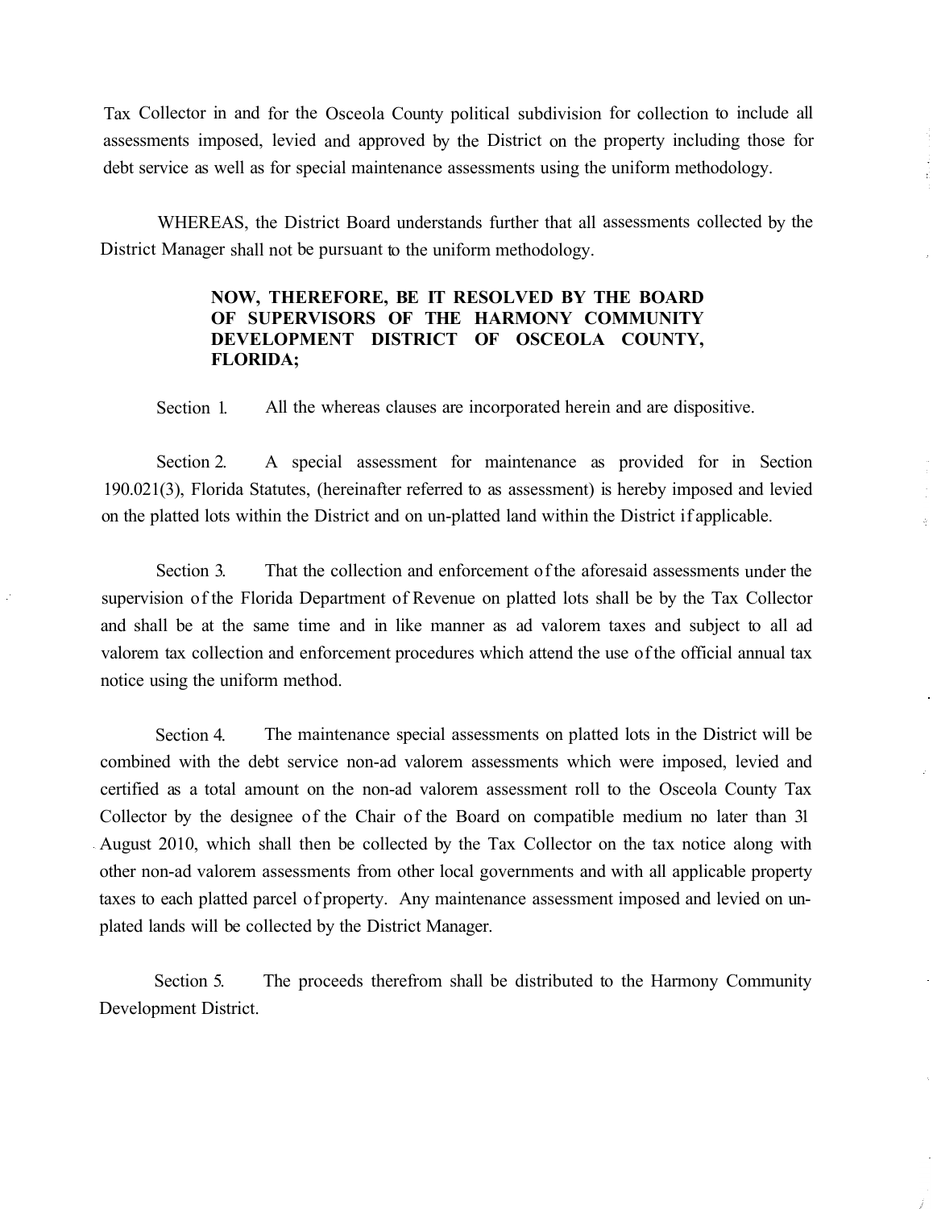Tax Collector in and for the Osceola County political subdivision for collection to include all assessments imposed, levied and approved by the District on the property including those for debt service as well as for special maintenance assessments using the uniform methodology.

WHEREAS, the District Board understands further that all assessments collected by the District Manager shall not be pursuant to the uniform methodology.

**NOW, THEREFORE, BE IT RESOLVED BY THE BOARD OF SUPERVISORS OF THE HARMONY COMMUNITY DEVELOPMENT DISTRICT OF OSCEOLA COUNTY, FLORIDA;**

Section 1. All the whereas clauses are incorporated herein and are dispositive.

Section 2. A special assessment for maintenance as provided for in Section 190.021(3), Florida Statutes, (hereinafter referred to as assessment) is hereby imposed and levied on the platted lots within the District and on un-platted land within the District if applicable.

Section 3. That the collection and enforcement of the aforesaid assessments under the supervision of the Florida Department of Revenue on platted lots shall be by the Tax Collector and shall be at the same time and in like manner as ad valorem taxes and subject to all ad valorem tax collection and enforcement procedures which attend the use of the official annual tax notice using the uniform method.

Section 4. The maintenance special assessments on platted lots in the District will be combined with the debt service non-ad valorem assessments which were imposed, levied and certified as a total amount on the non-ad valorem assessment roll to the Osceola County Tax Collector by the designee of the Chair of the Board on compatible medium no later than 31 August 2010, which shall then be collected by the Tax Collector on the tax notice along with other non-ad valorem assessments from other local governments and with all applicable property taxes to each platted parcel of property. Any maintenance assessment imposed and levied on un-plated lands will be collected by the District Manager.

Section 5. The proceeds therefrom shall be distributed to the Harmony Community Development District.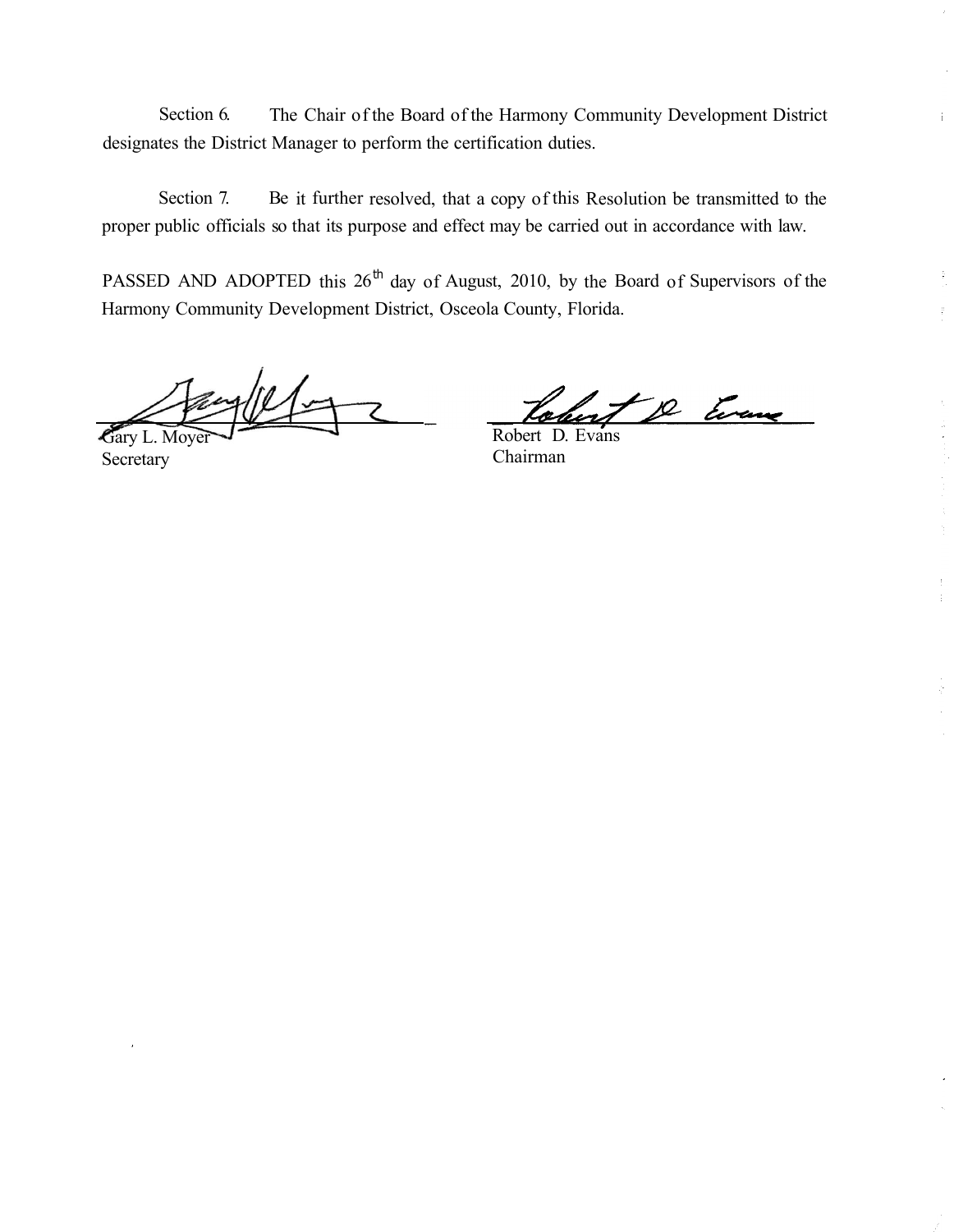Section 6. The Chair of the Board of the Harmony Community Development District designates the District Manager to perform the certification duties.

Section 7. Be it further resolved, that a copy of this Resolution be transmitted to the proper public officials so that its purpose and effect may be carried out in accordance with law.

PASSED AND ADOPTED this 26th day of August, 2010, by the Board of Supervisors of the Harmony Community Development District, Osceola County, Florida.

Gary L. Moyer
Secretary

Robert D. Evans
Chairman